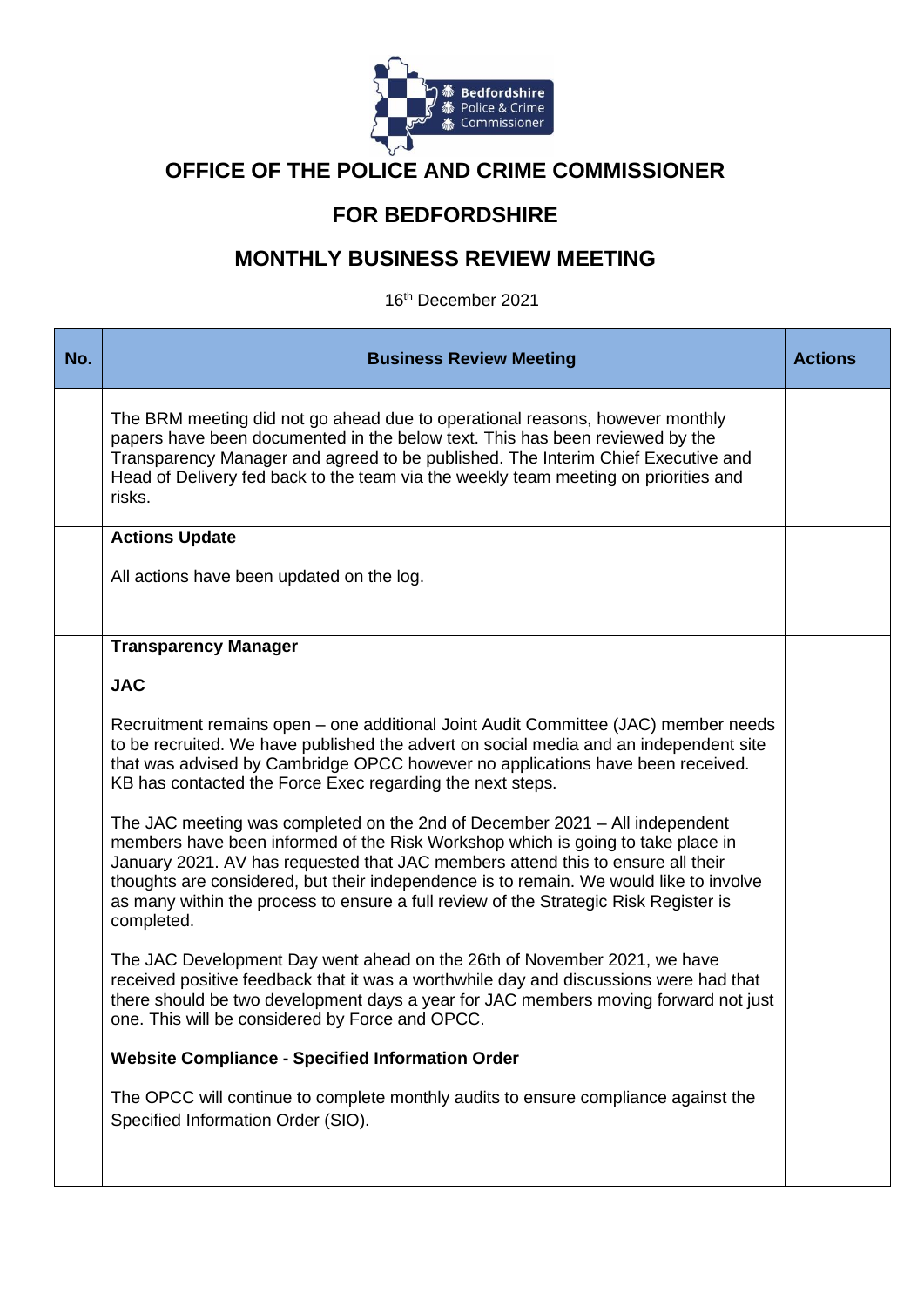# OFFICE OF THE POLICE AND CRIME COMMISSIONER

# FOR BEDFORDSHIRE

# MONTHLY BUSINESS REVIEW MEETING

16th December 2021

| No. | Business Review Meeting | Actions |
|---|---|---|
| | The BRM meeting did not go ahead due to operational reasons, however monthly papers have been documented in the below text. This has been reviewed by the Transparency Manager and agreed to be published. The Interim Chief Executive and Head of Delivery fed back to the team via the weekly team meeting on priorities and risks. | |
| | **Actions Update**<br><br>All actions have been updated on the log. | |
| | **Transparency Manager**<br><br>**JAC**<br><br>Recruitment remains open – one additional Joint Audit Committee (JAC) member needs to be recruited. We have published the advert on social media and an independent site that was advised by Cambridge OPCC however no applications have been received. KB has contacted the Force Exec regarding the next steps.<br><br>The JAC meeting was completed on the 2nd of December 2021 – All independent members have been informed of the Risk Workshop which is going to take place in January 2021. AV has requested that JAC members attend this to ensure all their thoughts are considered, but their independence is to remain. We would like to involve as many within the process to ensure a full review of the Strategic Risk Register is completed.<br><br>The JAC Development Day went ahead on the 26th of November 2021, we have received positive feedback that it was a worthwhile day and discussions were had that there should be two development days a year for JAC members moving forward not just one. This will be considered by Force and OPCC.<br><br>**Website Compliance - Specified Information Order**<br><br>The OPCC will continue to complete monthly audits to ensure compliance against the Specified Information Order (SIO). | |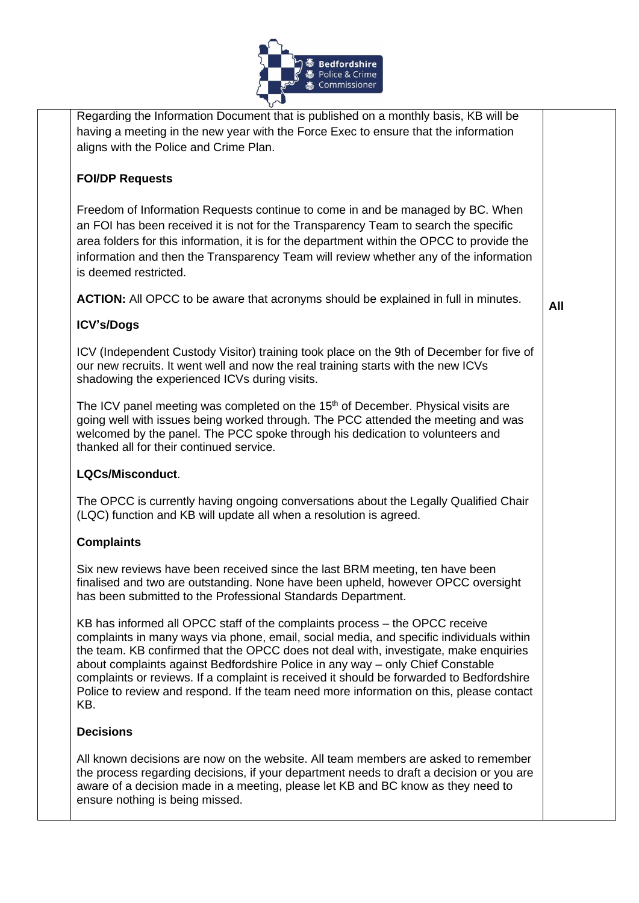| | | |
|---|---|---|
| | Regarding the Information Document that is published on a monthly basis, KB will be having a meeting in the new year with the Force Exec to ensure that the information aligns with the Police and Crime Plan.<br><br>**FOI/DP Requests**<br><br>Freedom of Information Requests continue to come in and be managed by BC. When an FOI has been received it is not for the Transparency Team to search the specific area folders for this information, it is for the department within the OPCC to provide the information and then the Transparency Team will review whether any of the information is deemed restricted.<br><br>**ACTION:** All OPCC to be aware that acronyms should be explained in full in minutes.<br><br>**ICV's/Dogs**<br><br>ICV (Independent Custody Visitor) training took place on the 9th of December for five of our new recruits. It went well and now the real training starts with the new ICVs shadowing the experienced ICVs during visits.<br><br>The ICV panel meeting was completed on the 15th of December. Physical visits are going well with issues being worked through. The PCC attended the meeting and was welcomed by the panel. The PCC spoke through his dedication to volunteers and thanked all for their continued service.<br><br>**LQCs/Misconduct**.<br><br>The OPCC is currently having ongoing conversations about the Legally Qualified Chair (LQC) function and KB will update all when a resolution is agreed.<br><br>**Complaints**<br><br>Six new reviews have been received since the last BRM meeting, ten have been finalised and two are outstanding. None have been upheld, however OPCC oversight has been submitted to the Professional Standards Department.<br><br>KB has informed all OPCC staff of the complaints process – the OPCC receive complaints in many ways via phone, email, social media, and specific individuals within the team. KB confirmed that the OPCC does not deal with, investigate, make enquiries about complaints against Bedfordshire Police in any way – only Chief Constable complaints or reviews. If a complaint is received it should be forwarded to Bedfordshire Police to review and respond. If the team need more information on this, please contact KB.<br><br>**Decisions**<br><br>All known decisions are now on the website. All team members are asked to remember the process regarding decisions, if your department needs to draft a decision or you are aware of a decision made in a meeting, please let KB and BC know as they need to ensure nothing is being missed. | **All** |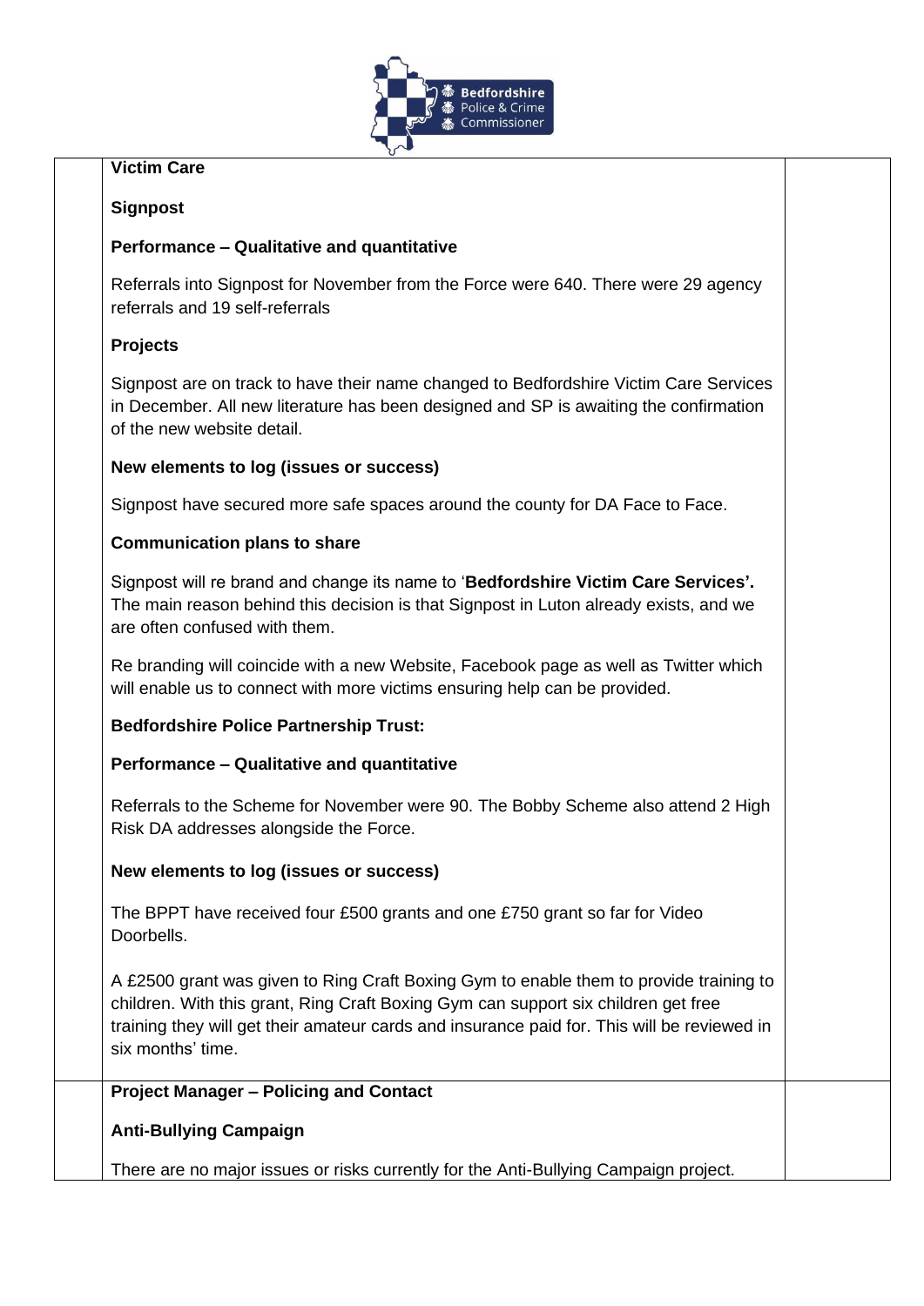**Victim Care**

**Signpost**

**Performance – Qualitative and quantitative**

Referrals into Signpost for November from the Force were 640. There were 29 agency referrals and 19 self-referrals

**Projects**

Signpost are on track to have their name changed to Bedfordshire Victim Care Services in December. All new literature has been designed and SP is awaiting the confirmation of the new website detail.

**New elements to log (issues or success)**

Signpost have secured more safe spaces around the county for DA Face to Face.

**Communication plans to share**

Signpost will re brand and change its name to '**Bedfordshire Victim Care Services'.** The main reason behind this decision is that Signpost in Luton already exists, and we are often confused with them.

Re branding will coincide with a new Website, Facebook page as well as Twitter which will enable us to connect with more victims ensuring help can be provided.

**Bedfordshire Police Partnership Trust:**

**Performance – Qualitative and quantitative**

Referrals to the Scheme for November were 90. The Bobby Scheme also attend 2 High Risk DA addresses alongside the Force.

**New elements to log (issues or success)**

The BPPT have received four £500 grants and one £750 grant so far for Video Doorbells.

A £2500 grant was given to Ring Craft Boxing Gym to enable them to provide training to children. With this grant, Ring Craft Boxing Gym can support six children get free training they will get their amateur cards and insurance paid for. This will be reviewed in six months' time.

**Project Manager – Policing and Contact**

**Anti-Bullying Campaign**

There are no major issues or risks currently for the Anti-Bullying Campaign project.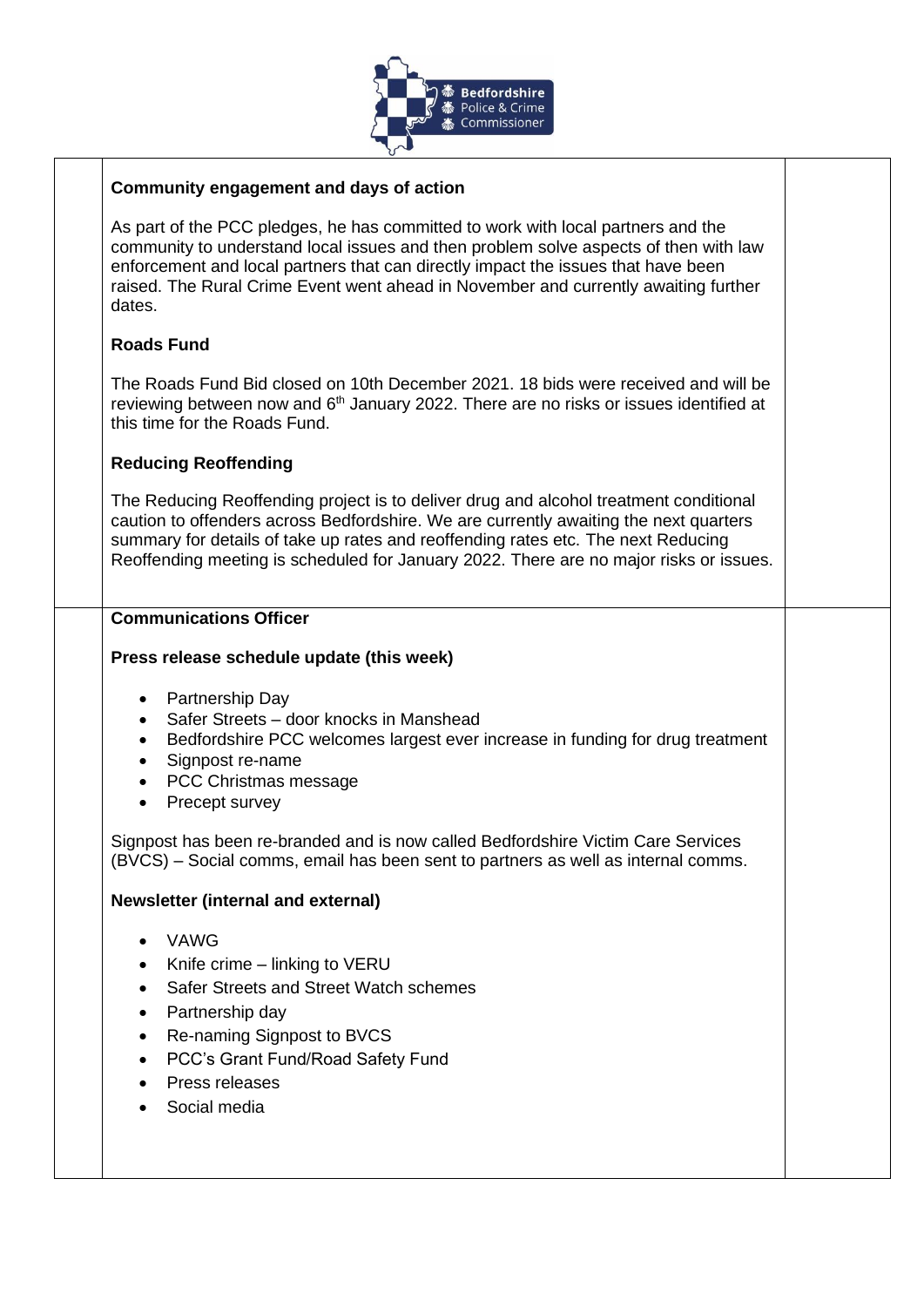**Community engagement and days of action**

As part of the PCC pledges, he has committed to work with local partners and the community to understand local issues and then problem solve aspects of then with law enforcement and local partners that can directly impact the issues that have been raised. The Rural Crime Event went ahead in November and currently awaiting further dates.

**Roads Fund**

The Roads Fund Bid closed on 10th December 2021. 18 bids were received and will be reviewing between now and 6th January 2022. There are no risks or issues identified at this time for the Roads Fund.

**Reducing Reoffending**

The Reducing Reoffending project is to deliver drug and alcohol treatment conditional caution to offenders across Bedfordshire. We are currently awaiting the next quarters summary for details of take up rates and reoffending rates etc. The next Reducing Reoffending meeting is scheduled for January 2022. There are no major risks or issues.

**Communications Officer**

**Press release schedule update (this week)**

- Partnership Day
- Safer Streets – door knocks in Manshead
- Bedfordshire PCC welcomes largest ever increase in funding for drug treatment
- Signpost re-name
- PCC Christmas message
- Precept survey

Signpost has been re-branded and is now called Bedfordshire Victim Care Services (BVCS) – Social comms, email has been sent to partners as well as internal comms.

**Newsletter (internal and external)**

- VAWG
- Knife crime – linking to VERU
- Safer Streets and Street Watch schemes
- Partnership day
- Re-naming Signpost to BVCS
- PCC's Grant Fund/Road Safety Fund
- Press releases
- Social media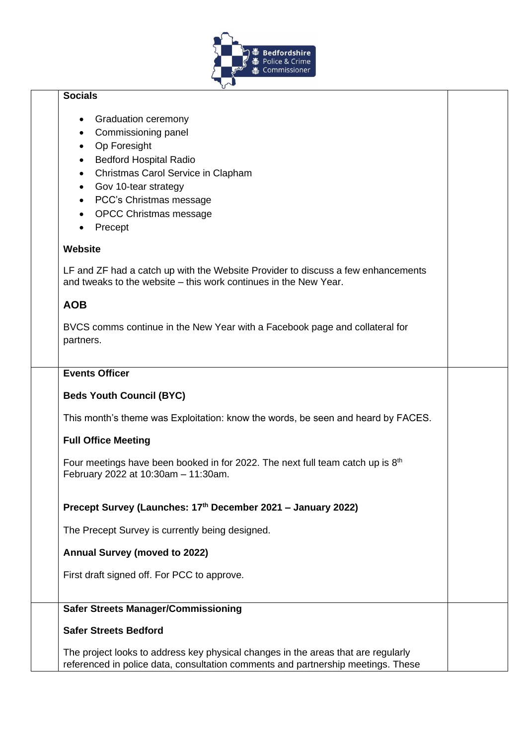| | | |
|---|---|---|
| | **Socials**<br><br>- Graduation ceremony<br>- Commissioning panel<br>- Op Foresight<br>- Bedford Hospital Radio<br>- Christmas Carol Service in Clapham<br>- Gov 10-tear strategy<br>- PCC's Christmas message<br>- OPCC Christmas message<br>- Precept<br><br>**Website**<br><br>LF and ZF had a catch up with the Website Provider to discuss a few enhancements and tweaks to the website – this work continues in the New Year.<br><br>**AOB**<br><br>BVCS comms continue in the New Year with a Facebook page and collateral for partners. | |
| | **Events Officer**<br><br>**Beds Youth Council (BYC)**<br><br>This month's theme was Exploitation: know the words, be seen and heard by FACES.<br><br>**Full Office Meeting**<br><br>Four meetings have been booked in for 2022. The next full team catch up is 8th February 2022 at 10:30am – 11:30am.<br><br>**Precept Survey (Launches: 17th December 2021 – January 2022)**<br><br>The Precept Survey is currently being designed.<br><br>**Annual Survey (moved to 2022)**<br><br>First draft signed off. For PCC to approve. | |
| | **Safer Streets Manager/Commissioning**<br><br>**Safer Streets Bedford**<br><br>The project looks to address key physical changes in the areas that are regularly referenced in police data, consultation comments and partnership meetings. These | |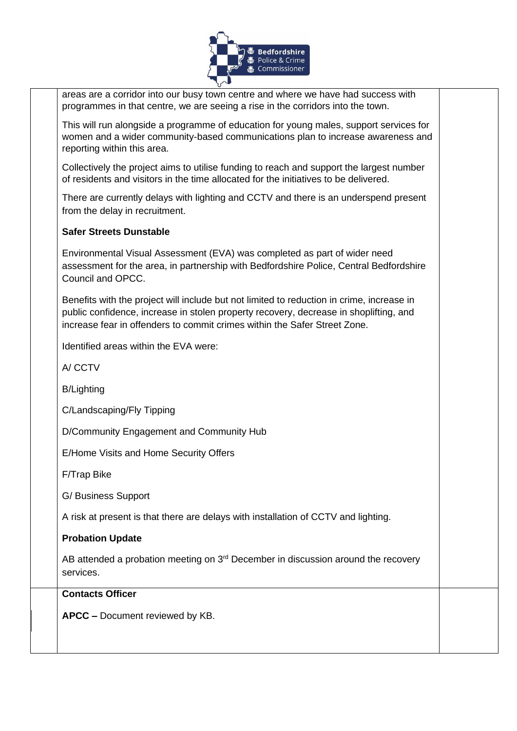| | | |
|---|---|---|
| | areas are a corridor into our busy town centre and where we have had success with programmes in that centre, we are seeing a rise in the corridors into the town.<br><br>This will run alongside a programme of education for young males, support services for women and a wider community-based communications plan to increase awareness and reporting within this area.<br><br>Collectively the project aims to utilise funding to reach and support the largest number of residents and visitors in the time allocated for the initiatives to be delivered.<br><br>There are currently delays with lighting and CCTV and there is an underspend present from the delay in recruitment.<br><br>**Safer Streets Dunstable**<br><br>Environmental Visual Assessment (EVA) was completed as part of wider need assessment for the area, in partnership with Bedfordshire Police, Central Bedfordshire Council and OPCC.<br><br>Benefits with the project will include but not limited to reduction in crime, increase in public confidence, increase in stolen property recovery, decrease in shoplifting, and increase fear in offenders to commit crimes within the Safer Street Zone.<br><br>Identified areas within the EVA were:<br><br>A/ CCTV<br><br>B/Lighting<br><br>C/Landscaping/Fly Tipping<br><br>D/Community Engagement and Community Hub<br><br>E/Home Visits and Home Security Offers<br><br>F/Trap Bike<br><br>G/ Business Support<br><br>A risk at present is that there are delays with installation of CCTV and lighting.<br><br>**Probation Update**<br><br>AB attended a probation meeting on 3rd December in discussion around the recovery services. | |
| | **Contacts Officer**<br><br>**APCC –** Document reviewed by KB. | |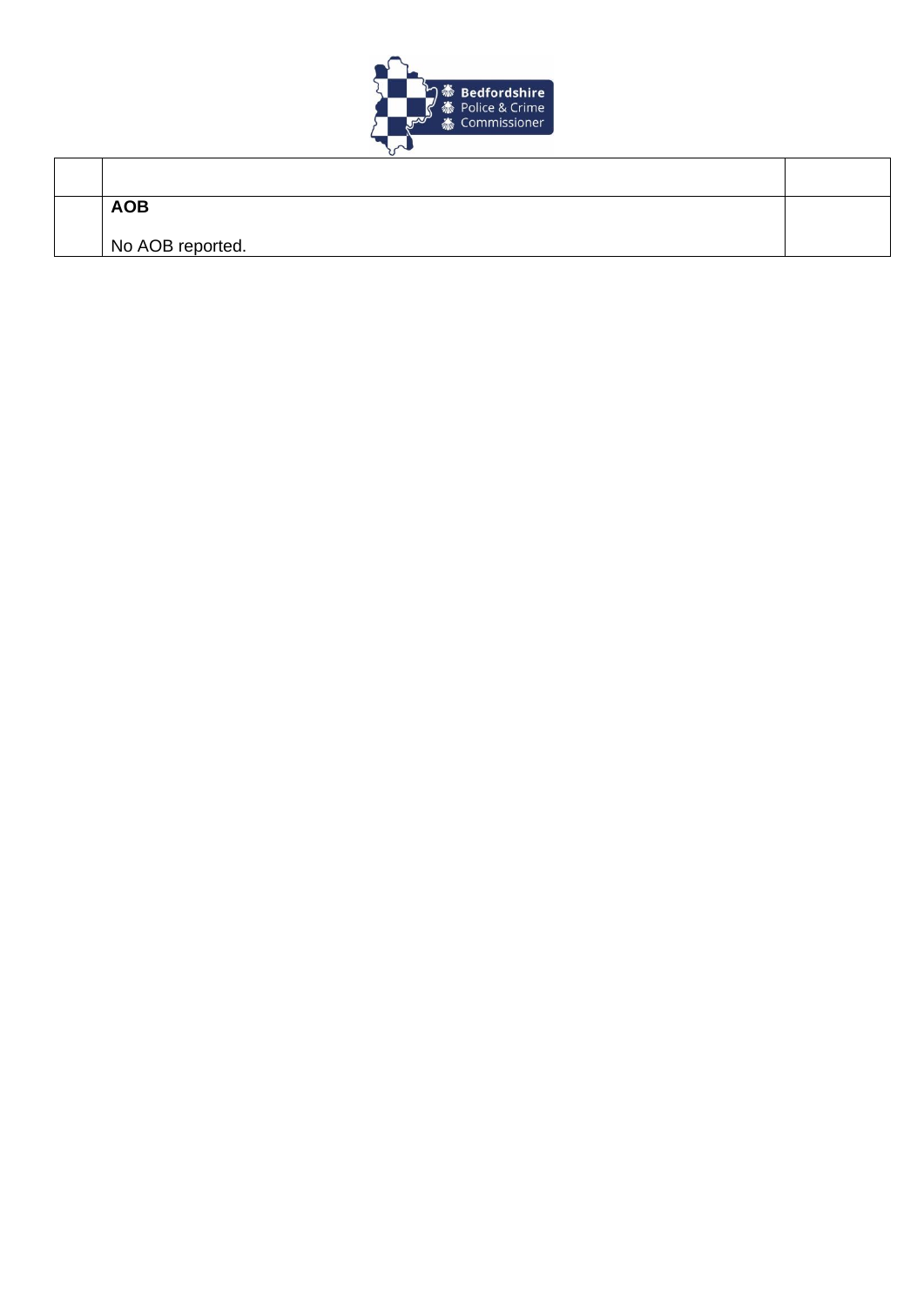| | | |
|---|---|---|
| | | |
| | **AOB**<br><br>No AOB reported. | |